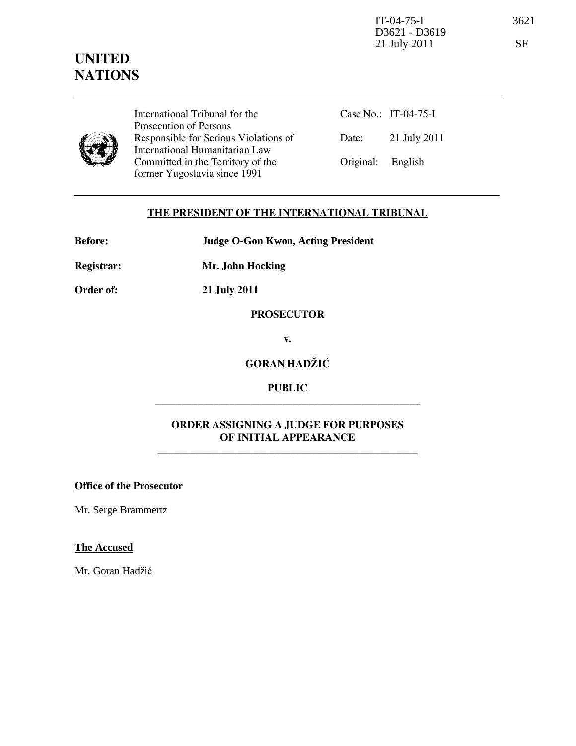IT-04-75-I
D3621 - D3619
21 July 2011

3621

SF

# UNITED NATIONS

International Tribunal for the Prosecution of Persons Responsible for Serious Violations of International Humanitarian Law Committed in the Territory of the former Yugoslavia since 1991

Case No.: IT-04-75-I

Date: 21 July 2011

Original: English

**THE PRESIDENT OF THE INTERNATIONAL TRIBUNAL**

**Before:** **Judge O-Gon Kwon, Acting President**

**Registrar:** **Mr. John Hocking**

**Order of:** **21 July 2011**

**PROSECUTOR**

**v.**

**GORAN HADŽIĆ**

**PUBLIC**

## ORDER ASSIGNING A JUDGE FOR PURPOSES OF INITIAL APPEARANCE

**Office of the Prosecutor**

Mr. Serge Brammertz

**The Accused**

Mr. Goran Hadžić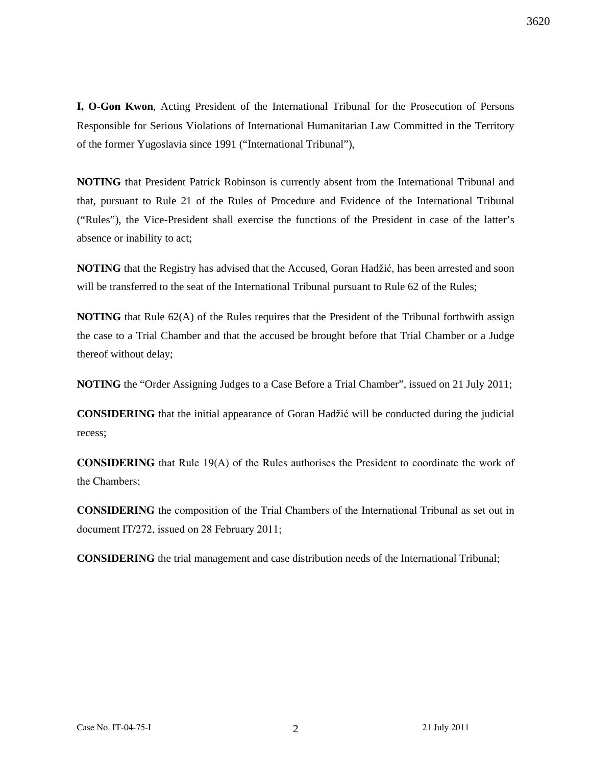**I, O-Gon Kwon**, Acting President of the International Tribunal for the Prosecution of Persons Responsible for Serious Violations of International Humanitarian Law Committed in the Territory of the former Yugoslavia since 1991 ("International Tribunal"),

**NOTING** that President Patrick Robinson is currently absent from the International Tribunal and that, pursuant to Rule 21 of the Rules of Procedure and Evidence of the International Tribunal ("Rules"), the Vice-President shall exercise the functions of the President in case of the latter's absence or inability to act;

**NOTING** that the Registry has advised that the Accused, Goran Hadžić, has been arrested and soon will be transferred to the seat of the International Tribunal pursuant to Rule 62 of the Rules;

**NOTING** that Rule 62(A) of the Rules requires that the President of the Tribunal forthwith assign the case to a Trial Chamber and that the accused be brought before that Trial Chamber or a Judge thereof without delay;

**NOTING** the "Order Assigning Judges to a Case Before a Trial Chamber", issued on 21 July 2011;

**CONSIDERING** that the initial appearance of Goran Hadžić will be conducted during the judicial recess;

**CONSIDERING** that Rule 19(A) of the Rules authorises the President to coordinate the work of the Chambers;

**CONSIDERING** the composition of the Trial Chambers of the International Tribunal as set out in document IT/272, issued on 28 February 2011;

**CONSIDERING** the trial management and case distribution needs of the International Tribunal;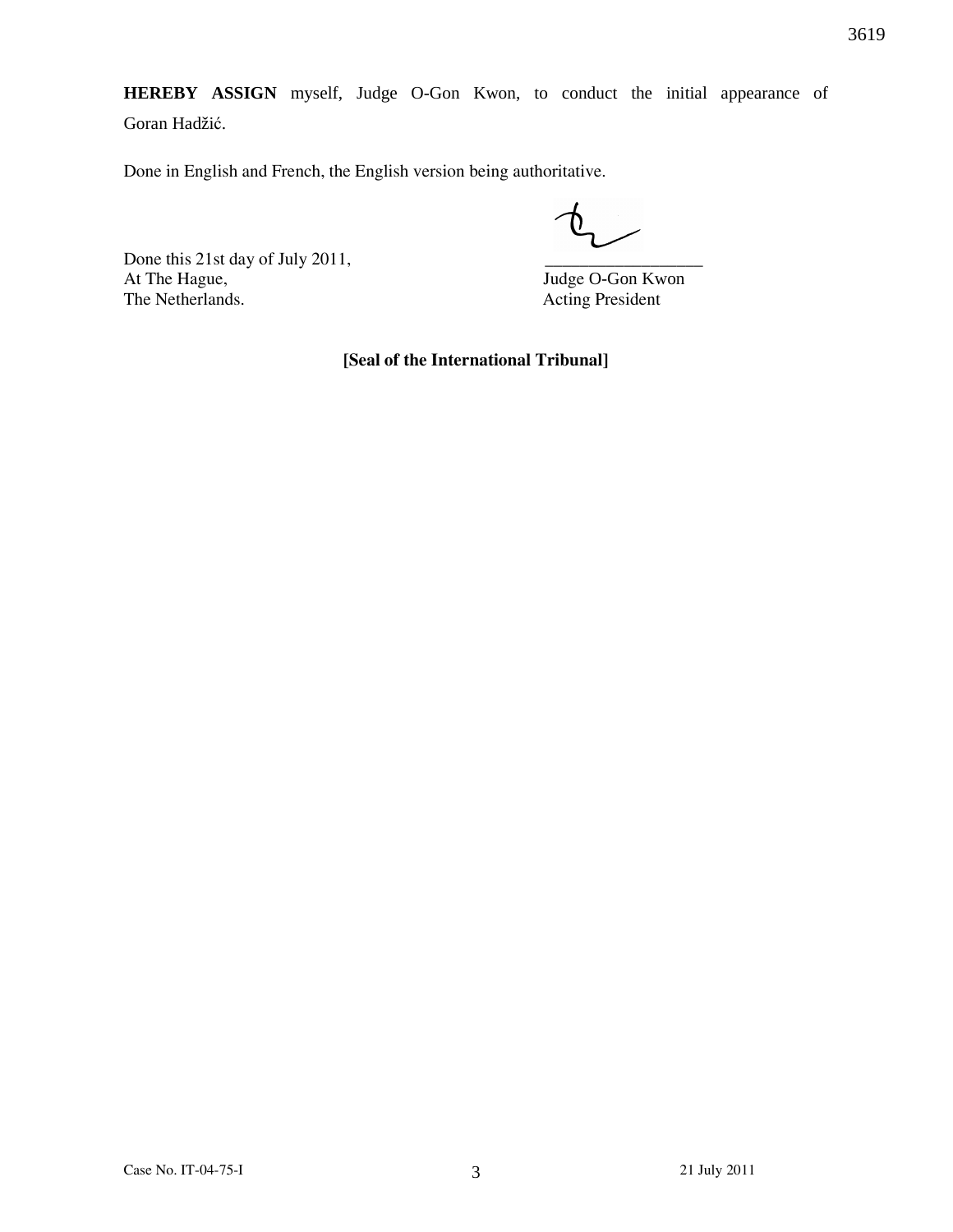**HEREBY ASSIGN** myself, Judge O-Gon Kwon, to conduct the initial appearance of Goran Hadžić.

Done in English and French, the English version being authoritative.

Done this 21st day of July 2011,
At The Hague,
The Netherlands.

Judge O-Gon Kwon
Acting President

**[Seal of the International Tribunal]**